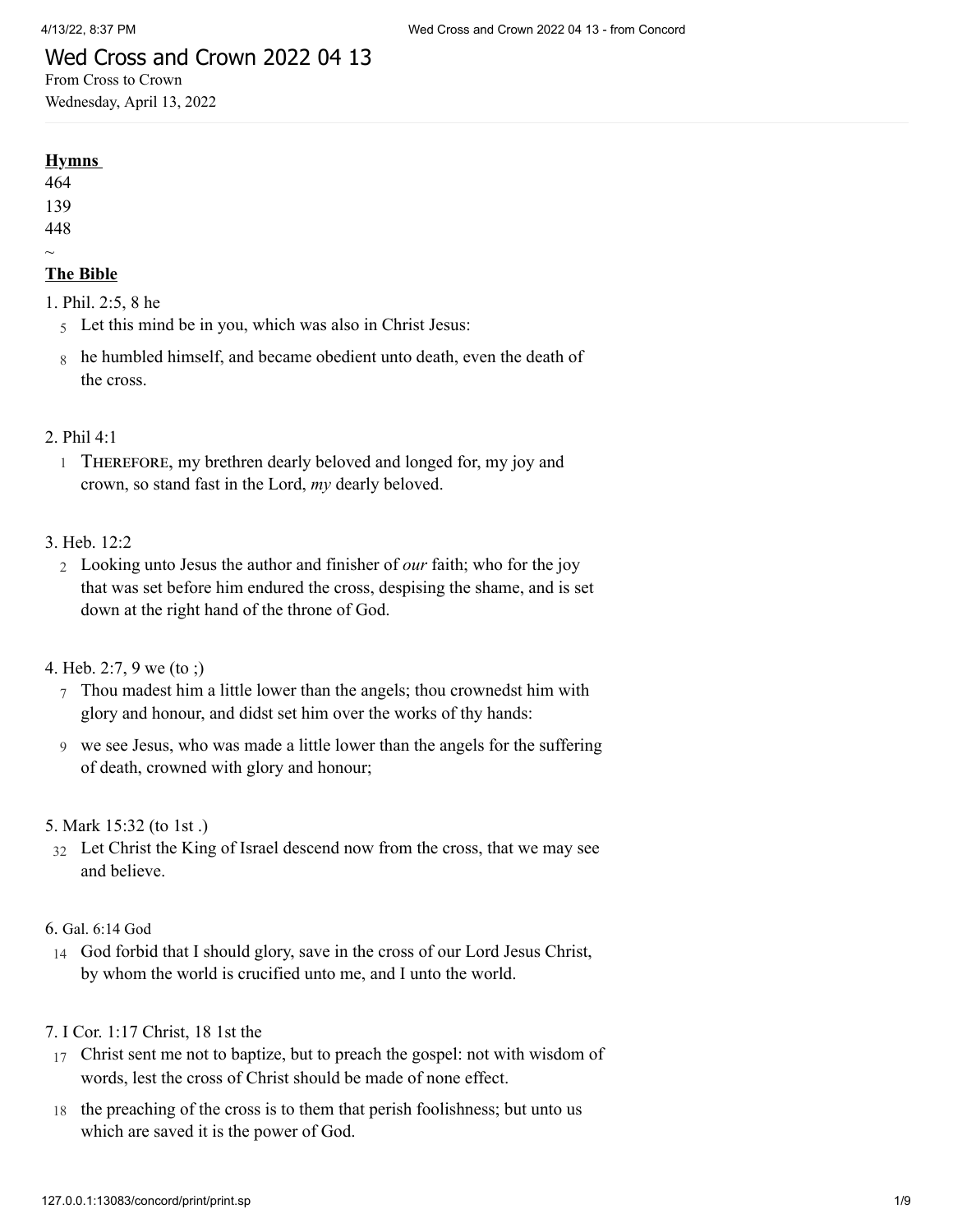# Wed Cross and Crown 2022 04 13

From Cross to Crown

Wednesday, April 13, 2022

---

**Hymns**

464

139

448

~

**The Bible**

1. Phil. 2:5, 8 he

5 Let this mind be in you, which was also in Christ Jesus:

8 he humbled himself, and became obedient unto death, even the death of the cross.

2. Phil 4:1

1 THEREFORE, my brethren dearly beloved and longed for, my joy and crown, so stand fast in the Lord, *my* dearly beloved.

3. Heb. 12:2

2 Looking unto Jesus the author and finisher of *our* faith; who for the joy that was set before him endured the cross, despising the shame, and is set down at the right hand of the throne of God.

4. Heb. 2:7, 9 we (to ;)

7 Thou madest him a little lower than the angels; thou crownedst him with glory and honour, and didst set him over the works of thy hands:

9 we see Jesus, who was made a little lower than the angels for the suffering of death, crowned with glory and honour;

5. Mark 15:32 (to 1st .)

32 Let Christ the King of Israel descend now from the cross, that we may see and believe.

6. Gal. 6:14 God

14 God forbid that I should glory, save in the cross of our Lord Jesus Christ, by whom the world is crucified unto me, and I unto the world.

7. I Cor. 1:17 Christ, 18 1st the

17 Christ sent me not to baptize, but to preach the gospel: not with wisdom of words, lest the cross of Christ should be made of none effect.

18 the preaching of the cross is to them that perish foolishness; but unto us which are saved it is the power of God.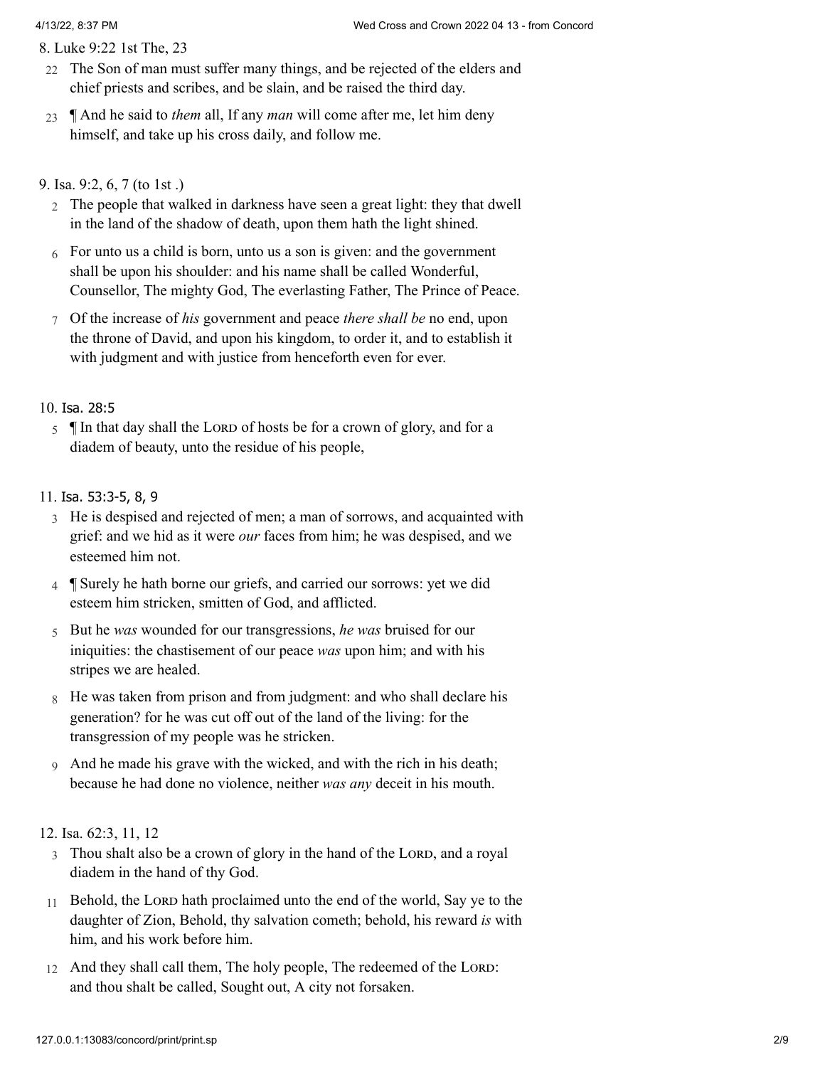8. Luke 9:22 1st The, 23

22 The Son of man must suffer many things, and be rejected of the elders and chief priests and scribes, and be slain, and be raised the third day.

23 ¶ And he said to *them* all, If any *man* will come after me, let him deny himself, and take up his cross daily, and follow me.

9. Isa. 9:2, 6, 7 (to 1st .)

2 The people that walked in darkness have seen a great light: they that dwell in the land of the shadow of death, upon them hath the light shined.

6 For unto us a child is born, unto us a son is given: and the government shall be upon his shoulder: and his name shall be called Wonderful, Counsellor, The mighty God, The everlasting Father, The Prince of Peace.

7 Of the increase of *his* government and peace *there shall be* no end, upon the throne of David, and upon his kingdom, to order it, and to establish it with judgment and with justice from henceforth even for ever.

10. Isa. 28:5

5 ¶ In that day shall the Lord of hosts be for a crown of glory, and for a diadem of beauty, unto the residue of his people,

11. Isa. 53:3-5, 8, 9

3 He is despised and rejected of men; a man of sorrows, and acquainted with grief: and we hid as it were *our* faces from him; he was despised, and we esteemed him not.

4 ¶ Surely he hath borne our griefs, and carried our sorrows: yet we did esteem him stricken, smitten of God, and afflicted.

5 But he *was* wounded for our transgressions, *he was* bruised for our iniquities: the chastisement of our peace *was* upon him; and with his stripes we are healed.

8 He was taken from prison and from judgment: and who shall declare his generation? for he was cut off out of the land of the living: for the transgression of my people was he stricken.

9 And he made his grave with the wicked, and with the rich in his death; because he had done no violence, neither *was any* deceit in his mouth.

12. Isa. 62:3, 11, 12

3 Thou shalt also be a crown of glory in the hand of the Lord, and a royal diadem in the hand of thy God.

11 Behold, the Lord hath proclaimed unto the end of the world, Say ye to the daughter of Zion, Behold, thy salvation cometh; behold, his reward *is* with him, and his work before him.

12 And they shall call them, The holy people, The redeemed of the Lord: and thou shalt be called, Sought out, A city not forsaken.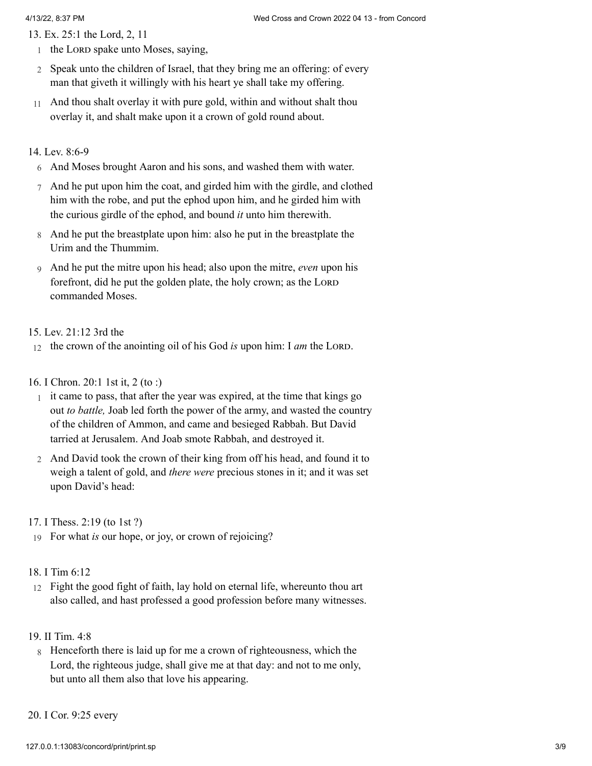13. Ex. 25:1 the Lord, 2, 11

1 the LORD spake unto Moses, saying,

2 Speak unto the children of Israel, that they bring me an offering: of every man that giveth it willingly with his heart ye shall take my offering.

11 And thou shalt overlay it with pure gold, within and without shalt thou overlay it, and shalt make upon it a crown of gold round about.

14. Lev. 8:6-9

6 And Moses brought Aaron and his sons, and washed them with water.

7 And he put upon him the coat, and girded him with the girdle, and clothed him with the robe, and put the ephod upon him, and he girded him with the curious girdle of the ephod, and bound *it* unto him therewith.

8 And he put the breastplate upon him: also he put in the breastplate the Urim and the Thummim.

9 And he put the mitre upon his head; also upon the mitre, *even* upon his forefront, did he put the golden plate, the holy crown; as the LORD commanded Moses.

15. Lev. 21:12 3rd the

12 the crown of the anointing oil of his God *is* upon him: I *am* the LORD.

16. I Chron. 20:1 1st it, 2 (to :)

1 it came to pass, that after the year was expired, at the time that kings go out *to battle,* Joab led forth the power of the army, and wasted the country of the children of Ammon, and came and besieged Rabbah. But David tarried at Jerusalem. And Joab smote Rabbah, and destroyed it.

2 And David took the crown of their king from off his head, and found it to weigh a talent of gold, and *there were* precious stones in it; and it was set upon David's head:

17. I Thess. 2:19 (to 1st ?)

19 For what *is* our hope, or joy, or crown of rejoicing?

18. I Tim 6:12

12 Fight the good fight of faith, lay hold on eternal life, whereunto thou art also called, and hast professed a good profession before many witnesses.

19. II Tim. 4:8

8 Henceforth there is laid up for me a crown of righteousness, which the Lord, the righteous judge, shall give me at that day: and not to me only, but unto all them also that love his appearing.

20. I Cor. 9:25 every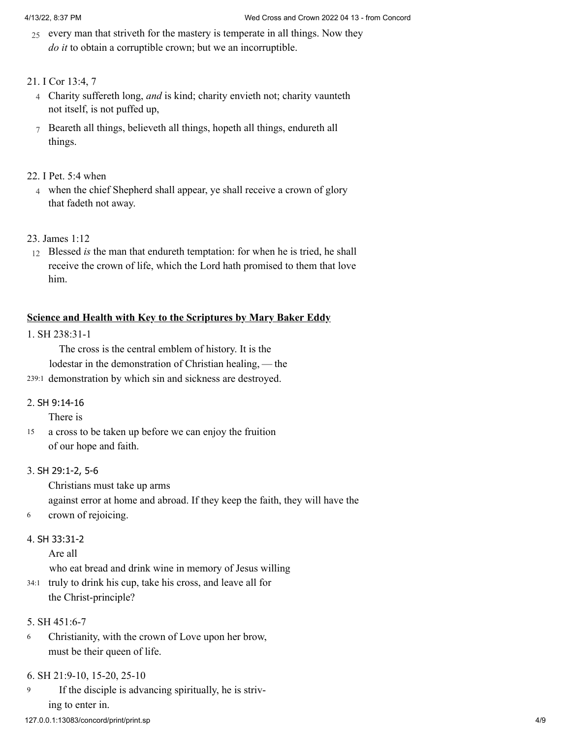25 every man that striveth for the mastery is temperate in all things. Now they *do it* to obtain a corruptible crown; but we an incorruptible.

21. I Cor 13:4, 7

4 Charity suffereth long, *and* is kind; charity envieth not; charity vaunteth not itself, is not puffed up,

7 Beareth all things, believeth all things, hopeth all things, endureth all things.

22. I Pet. 5:4 when

4 when the chief Shepherd shall appear, ye shall receive a crown of glory that fadeth not away.

23. James 1:12

12 Blessed *is* the man that endureth temptation: for when he is tried, he shall receive the crown of life, which the Lord hath promised to them that love him.

## Science and Health with Key to the Scriptures by Mary Baker Eddy

1. SH 238:31-1

The cross is the central emblem of history. It is the lodestar in the demonstration of Christian healing, — the
239:1 demonstration by which sin and sickness are destroyed.

2. SH 9:14-16

There is
15 a cross to be taken up before we can enjoy the fruition of our hope and faith.

3. SH 29:1-2, 5-6

Christians must take up arms against error at home and abroad. If they keep the faith, they will have the
6 crown of rejoicing.

4. SH 33:31-2

Are all who eat bread and drink wine in memory of Jesus willing
34:1 truly to drink his cup, take his cross, and leave all for the Christ-principle?

5. SH 451:6-7

6 Christianity, with the crown of Love upon her brow, must be their queen of life.

6. SH 21:9-10, 15-20, 25-10

9 If the disciple is advancing spiritually, he is striving to enter in.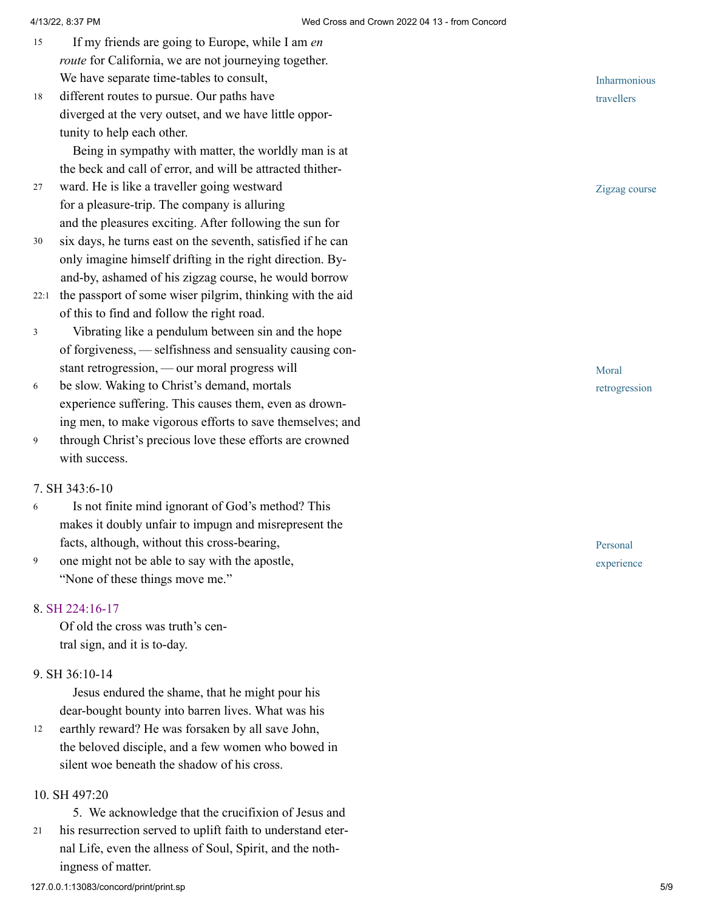If my friends are going to Europe, while I am *en route* for California, we are not journeying together. We have separate time-tables to consult, different routes to pursue. Our paths have diverged at the very outset, and we have little opportunity to help each other.

Inharmonious travellers

Being in sympathy with matter, the worldly man is at the beck and call of error, and will be attracted thitherward. He is like a traveller going westward for a pleasure-trip. The company is alluring and the pleasures exciting. After following the sun for six days, he turns east on the seventh, satisfied if he can only imagine himself drifting in the right direction. By-and-by, ashamed of his zigzag course, he would borrow the passport of some wiser pilgrim, thinking with the aid of this to find and follow the right road.

Zigzag course

Vibrating like a pendulum between sin and the hope of forgiveness, — selfishness and sensuality causing constant retrogression, — our moral progress will be slow. Waking to Christ's demand, mortals experience suffering. This causes them, even as drowning men, to make vigorous efforts to save themselves; and through Christ's precious love these efforts are crowned with success.

Moral retrogression

7. SH 343:6-10

Is not finite mind ignorant of God's method? This makes it doubly unfair to impugn and misrepresent the facts, although, without this cross-bearing, one might not be able to say with the apostle, "None of these things move me."

Personal experience

8. SH 224:16-17

Of old the cross was truth's central sign, and it is to-day.

9. SH 36:10-14

Jesus endured the shame, that he might pour his dear-bought bounty into barren lives. What was his earthly reward? He was forsaken by all save John, the beloved disciple, and a few women who bowed in silent woe beneath the shadow of his cross.

10. SH 497:20

5. We acknowledge that the crucifixion of Jesus and his resurrection served to uplift faith to understand eternal Life, even the allness of Soul, Spirit, and the nothingness of matter.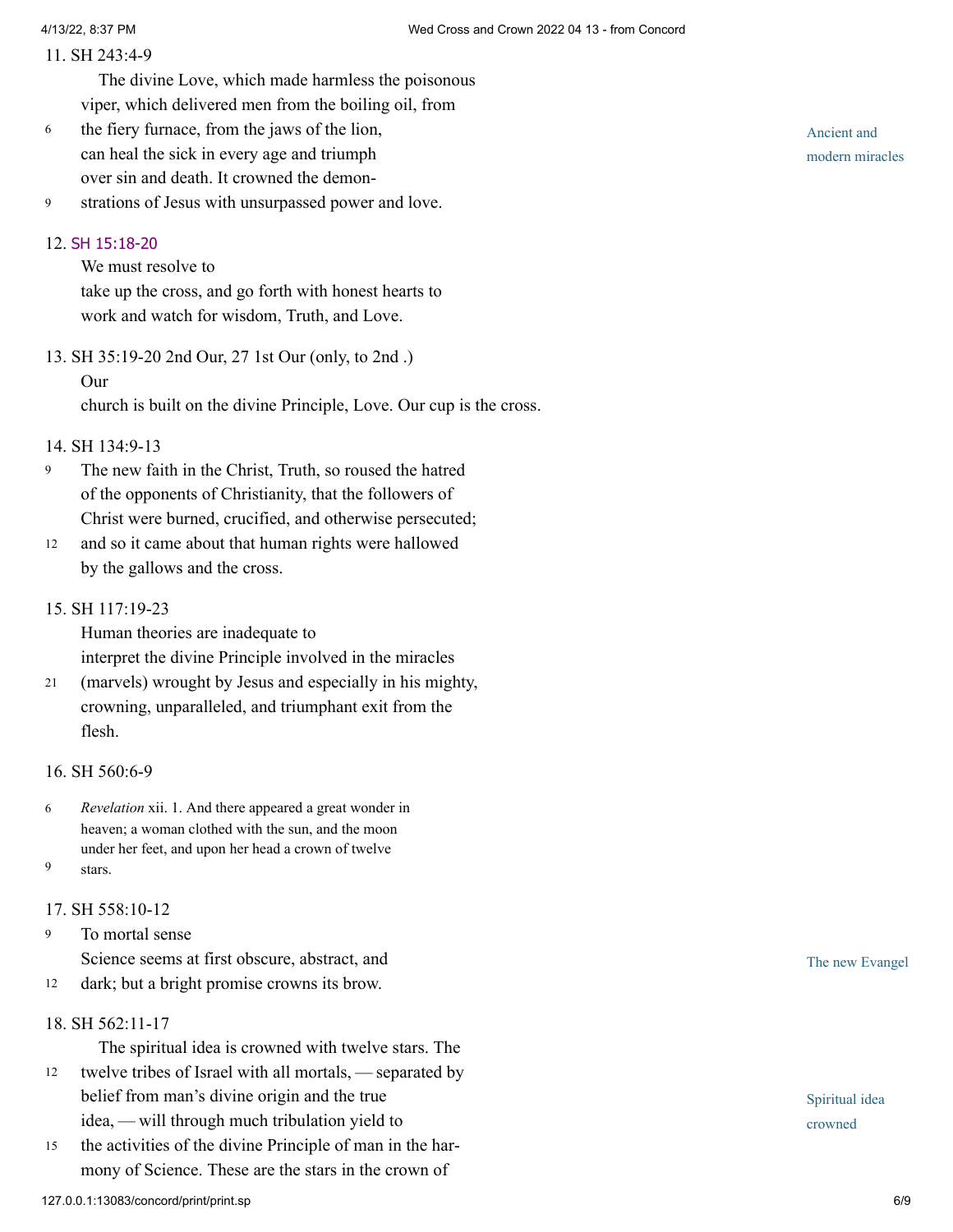11. SH 243:4-9

The divine Love, which made harmless the poisonous viper, which delivered men from the boiling oil, from the fiery furnace, from the jaws of the lion, can heal the sick in every age and triumph over sin and death. It crowned the demonstrations of Jesus with unsurpassed power and love.

*Ancient and modern miracles*

12. SH 15:18-20

We must resolve to take up the cross, and go forth with honest hearts to work and watch for wisdom, Truth, and Love.

13. SH 35:19-20 2nd Our, 27 1st Our (only, to 2nd .)

Our church is built on the divine Principle, Love. Our cup is the cross.

14. SH 134:9-13

The new faith in the Christ, Truth, so roused the hatred of the opponents of Christianity, that the followers of Christ were burned, crucified, and otherwise persecuted; and so it came about that human rights were hallowed by the gallows and the cross.

15. SH 117:19-23

Human theories are inadequate to interpret the divine Principle involved in the miracles (marvels) wrought by Jesus and especially in his mighty, crowning, unparalleled, and triumphant exit from the flesh.

16. SH 560:6-9

*Revelation* xii. 1. And there appeared a great wonder in heaven; a woman clothed with the sun, and the moon under her feet, and upon her head a crown of twelve stars.

17. SH 558:10-12

To mortal sense Science seems at first obscure, abstract, and dark; but a bright promise crowns its brow.

*The new Evangel*

18. SH 562:11-17

The spiritual idea is crowned with twelve stars. The twelve tribes of Israel with all mortals, — separated by belief from man's divine origin and the true idea, — will through much tribulation yield to the activities of the divine Principle of man in the harmony of Science. These are the stars in the crown of

*Spiritual idea crowned*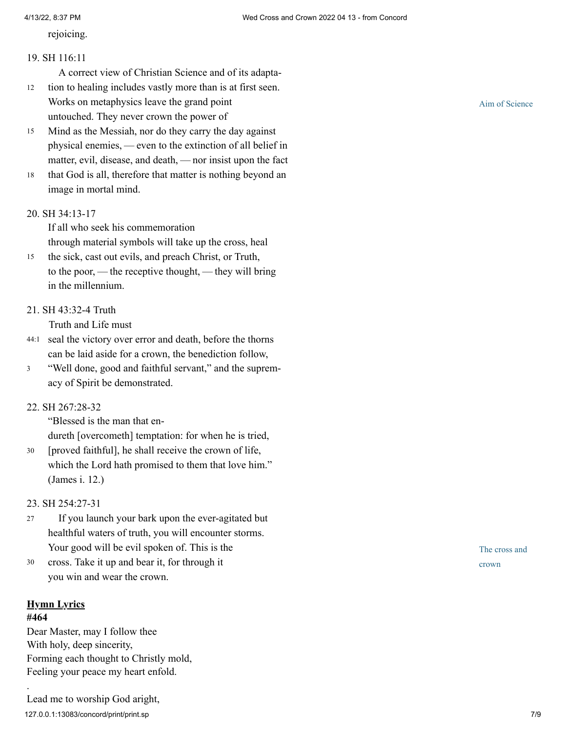rejoicing.

19. SH 116:11

A correct view of Christian Science and of its adaptation to healing includes vastly more than is at first seen. Works on metaphysics leave the grand point untouched. They never crown the power of Mind as the Messiah, nor do they carry the day against physical enemies, — even to the extinction of all belief in matter, evil, disease, and death, — nor insist upon the fact that God is all, therefore that matter is nothing beyond an image in mortal mind.

Aim of Science

20. SH 34:13-17

If all who seek his commemoration through material symbols will take up the cross, heal the sick, cast out evils, and preach Christ, or Truth, to the poor, — the receptive thought, — they will bring in the millennium.

21. SH 43:32-4 Truth

Truth and Life must seal the victory over error and death, before the thorns can be laid aside for a crown, the benediction follow, "Well done, good and faithful servant," and the supremacy of Spirit be demonstrated.

22. SH 267:28-32

"Blessed is the man that endureth [overcometh] temptation: for when he is tried, [proved faithful], he shall receive the crown of life, which the Lord hath promised to them that love him." (James i. 12.)

23. SH 254:27-31

If you launch your bark upon the ever-agitated but healthful waters of truth, you will encounter storms. Your good will be evil spoken of. This is the cross. Take it up and bear it, for through it you win and wear the crown.

The cross and crown

**Hymn Lyrics**

**#464**

Dear Master, may I follow thee
With holy, deep sincerity,
Forming each thought to Christly mold,
Feeling your peace my heart enfold.

.

Lead me to worship God aright,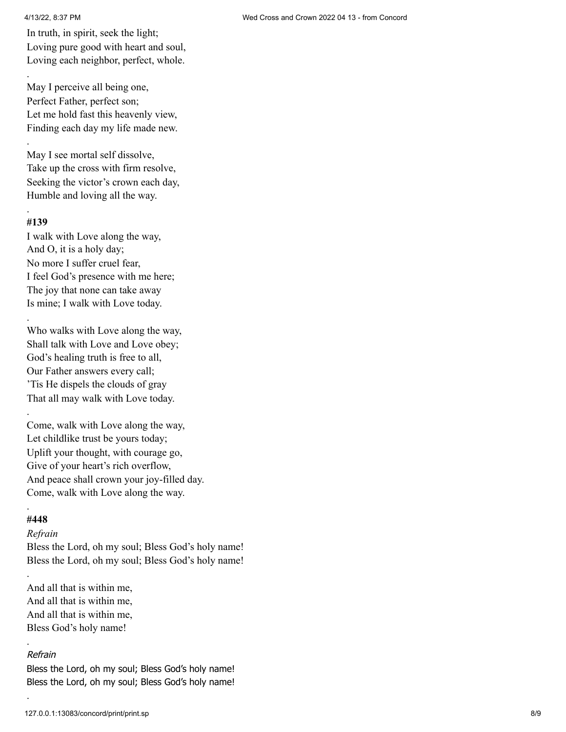In truth, in spirit, seek the light;  
Loving pure good with heart and soul,  
Loving each neighbor, perfect, whole.

.

May I perceive all being one,  
Perfect Father, perfect son;  
Let me hold fast this heavenly view,  
Finding each day my life made new.

.

May I see mortal self dissolve,  
Take up the cross with firm resolve,  
Seeking the victor's crown each day,  
Humble and loving all the way.

.

**#139**

I walk with Love along the way,  
And O, it is a holy day;  
No more I suffer cruel fear,  
I feel God's presence with me here;  
The joy that none can take away  
Is mine; I walk with Love today.

.

Who walks with Love along the way,  
Shall talk with Love and Love obey;  
God's healing truth is free to all,  
Our Father answers every call;  
'Tis He dispels the clouds of gray  
That all may walk with Love today.

.

Come, walk with Love along the way,  
Let childlike trust be yours today;  
Uplift your thought, with courage go,  
Give of your heart's rich overflow,  
And peace shall crown your joy-filled day.  
Come, walk with Love along the way.

.

**#448**

*Refrain*  
Bless the Lord, oh my soul; Bless God's holy name!  
Bless the Lord, oh my soul; Bless God's holy name!

.

And all that is within me,  
And all that is within me,  
And all that is within me,  
Bless God's holy name!

.

*Refrain*  
Bless the Lord, oh my soul; Bless God's holy name!  
Bless the Lord, oh my soul; Bless God's holy name!

.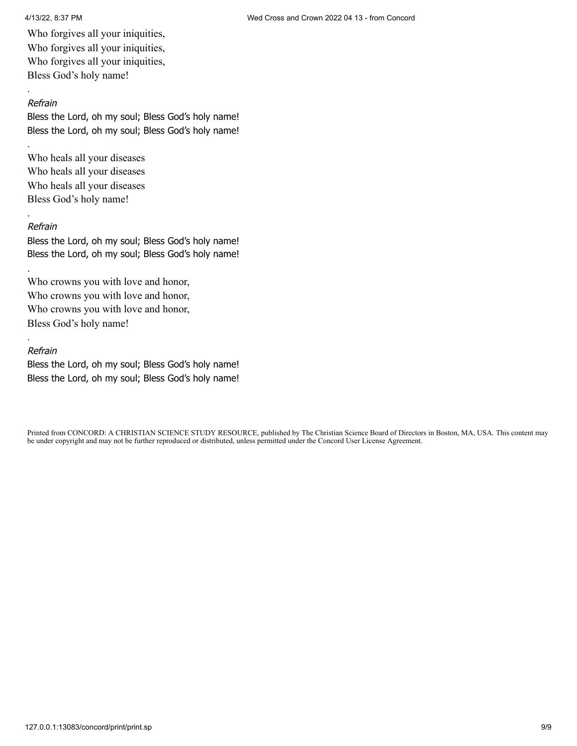Who forgives all your iniquities,
Who forgives all your iniquities,
Who forgives all your iniquities,
Bless God's holy name!

.

*Refrain*

Bless the Lord, oh my soul; Bless God's holy name!
Bless the Lord, oh my soul; Bless God's holy name!

.

Who heals all your diseases
Who heals all your diseases
Who heals all your diseases
Bless God's holy name!

.

*Refrain*

Bless the Lord, oh my soul; Bless God's holy name!
Bless the Lord, oh my soul; Bless God's holy name!

.

Who crowns you with love and honor,
Who crowns you with love and honor,
Who crowns you with love and honor,
Bless God's holy name!

.

*Refrain*

Bless the Lord, oh my soul; Bless God's holy name!
Bless the Lord, oh my soul; Bless God's holy name!

Printed from CONCORD: A CHRISTIAN SCIENCE STUDY RESOURCE, published by The Christian Science Board of Directors in Boston, MA, USA. This content may be under copyright and may not be further reproduced or distributed, unless permitted under the Concord User License Agreement.